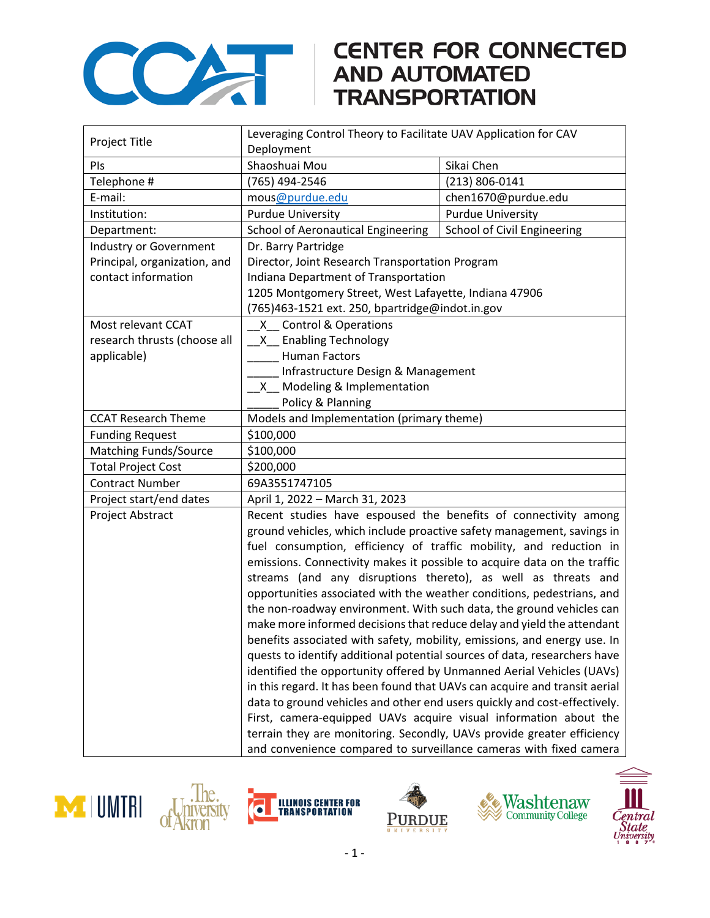# CENTER FOR CONNECTED AND AUTOMATED TRANSPORTATION

| | | |
|---|---|---|
| Project Title | Leveraging Control Theory to Facilitate UAV Application for CAV Deployment | |
| PIs | Shaoshuai Mou | Sikai Chen |
| Telephone # | (765) 494-2546 | (213) 806-0141 |
| E-mail: | mous@purdue.edu | chen1670@purdue.edu |
| Institution: | Purdue University | Purdue University |
| Department: | School of Aeronautical Engineering | School of Civil Engineering |
| Industry or Government Principal, organization, and contact information | Dr. Barry Partridge<br>Director, Joint Research Transportation Program<br>Indiana Department of Transportation<br>1205 Montgomery Street, West Lafayette, Indiana 47906<br>(765)463-1521 ext. 250, bpartridge@indot.in.gov | |
| Most relevant CCAT research thrusts (choose all applicable) | \_\_X\_\_ Control & Operations<br>\_\_X\_\_ Enabling Technology<br>\_\_\_\_\_ Human Factors<br>\_\_\_\_\_ Infrastructure Design & Management<br>\_\_X\_\_ Modeling & Implementation<br>\_\_\_\_\_ Policy & Planning | |
| CCAT Research Theme | Models and Implementation (primary theme) | |
| Funding Request | $100,000 | |
| Matching Funds/Source | $100,000 | |
| Total Project Cost | $200,000 | |
| Contract Number | 69A3551747105 | |
| Project start/end dates | April 1, 2022 – March 31, 2023 | |
| Project Abstract | Recent studies have espoused the benefits of connectivity among ground vehicles, which include proactive safety management, savings in fuel consumption, efficiency of traffic mobility, and reduction in emissions. Connectivity makes it possible to acquire data on the traffic streams (and any disruptions thereto), as well as threats and opportunities associated with the weather conditions, pedestrians, and the non-roadway environment. With such data, the ground vehicles can make more informed decisions that reduce delay and yield the attendant benefits associated with safety, mobility, emissions, and energy use. In quests to identify additional potential sources of data, researchers have identified the opportunity offered by Unmanned Aerial Vehicles (UAVs) in this regard. It has been found that UAVs can acquire and transit aerial data to ground vehicles and other end users quickly and cost-effectively. First, camera-equipped UAVs acquire visual information about the terrain they are monitoring. Secondly, UAVs provide greater efficiency and convenience compared to surveillance cameras with fixed camera | |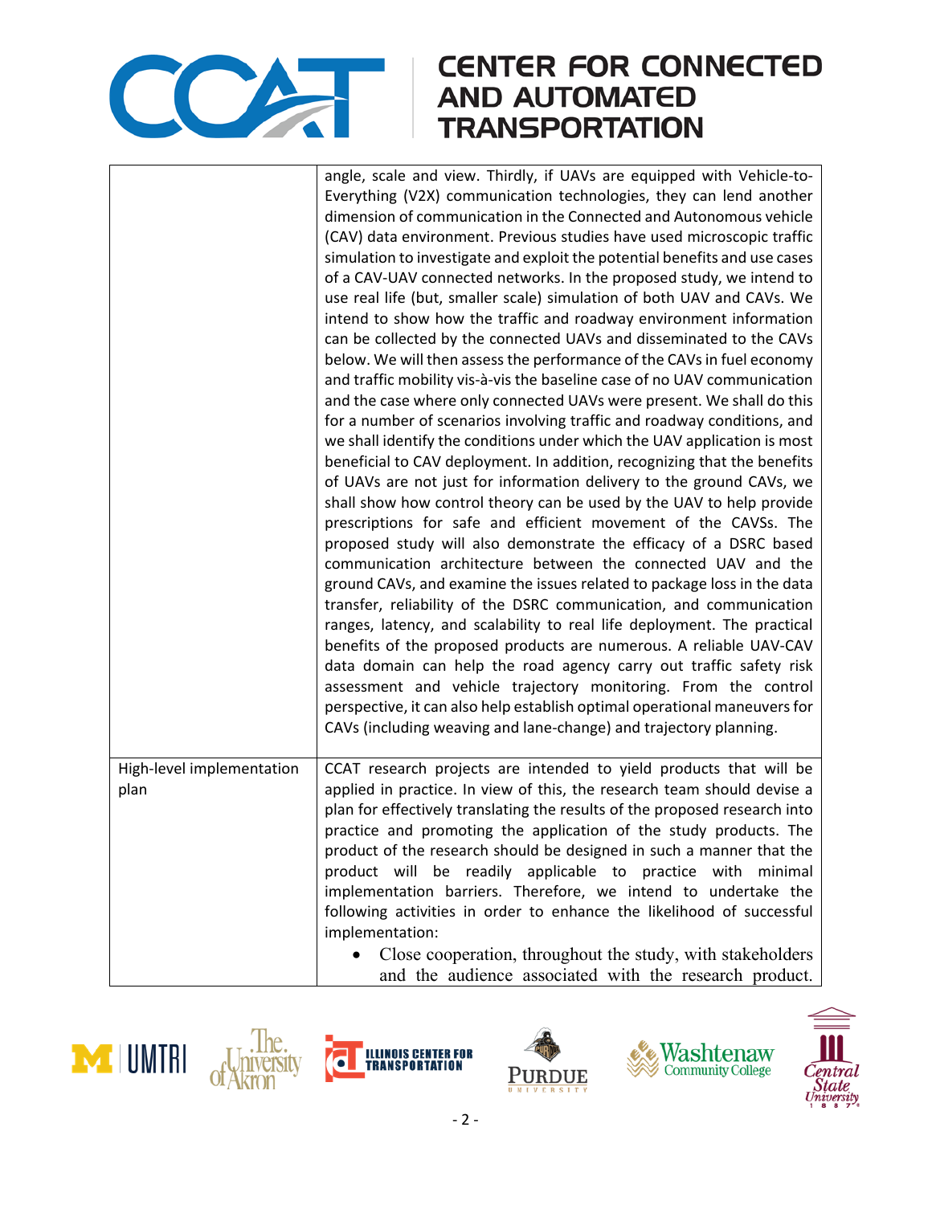| | |
|---|---|
| | angle, scale and view. Thirdly, if UAVs are equipped with Vehicle-to-Everything (V2X) communication technologies, they can lend another dimension of communication in the Connected and Autonomous vehicle (CAV) data environment. Previous studies have used microscopic traffic simulation to investigate and exploit the potential benefits and use cases of a CAV-UAV connected networks. In the proposed study, we intend to use real life (but, smaller scale) simulation of both UAV and CAVs. We intend to show how the traffic and roadway environment information can be collected by the connected UAVs and disseminated to the CAVs below. We will then assess the performance of the CAVs in fuel economy and traffic mobility vis-à-vis the baseline case of no UAV communication and the case where only connected UAVs were present. We shall do this for a number of scenarios involving traffic and roadway conditions, and we shall identify the conditions under which the UAV application is most beneficial to CAV deployment. In addition, recognizing that the benefits of UAVs are not just for information delivery to the ground CAVs, we shall show how control theory can be used by the UAV to help provide prescriptions for safe and efficient movement of the CAVSs. The proposed study will also demonstrate the efficacy of a DSRC based communication architecture between the connected UAV and the ground CAVs, and examine the issues related to package loss in the data transfer, reliability of the DSRC communication, and communication ranges, latency, and scalability to real life deployment. The practical benefits of the proposed products are numerous. A reliable UAV-CAV data domain can help the road agency carry out traffic safety risk assessment and vehicle trajectory monitoring. From the control perspective, it can also help establish optimal operational maneuvers for CAVs (including weaving and lane-change) and trajectory planning. |
| High-level implementation plan | CCAT research projects are intended to yield products that will be applied in practice. In view of this, the research team should devise a plan for effectively translating the results of the proposed research into practice and promoting the application of the study products. The product of the research should be designed in such a manner that the product will be readily applicable to practice with minimal implementation barriers. Therefore, we intend to undertake the following activities in order to enhance the likelihood of successful implementation:<br>• Close cooperation, throughout the study, with stakeholders and the audience associated with the research product. |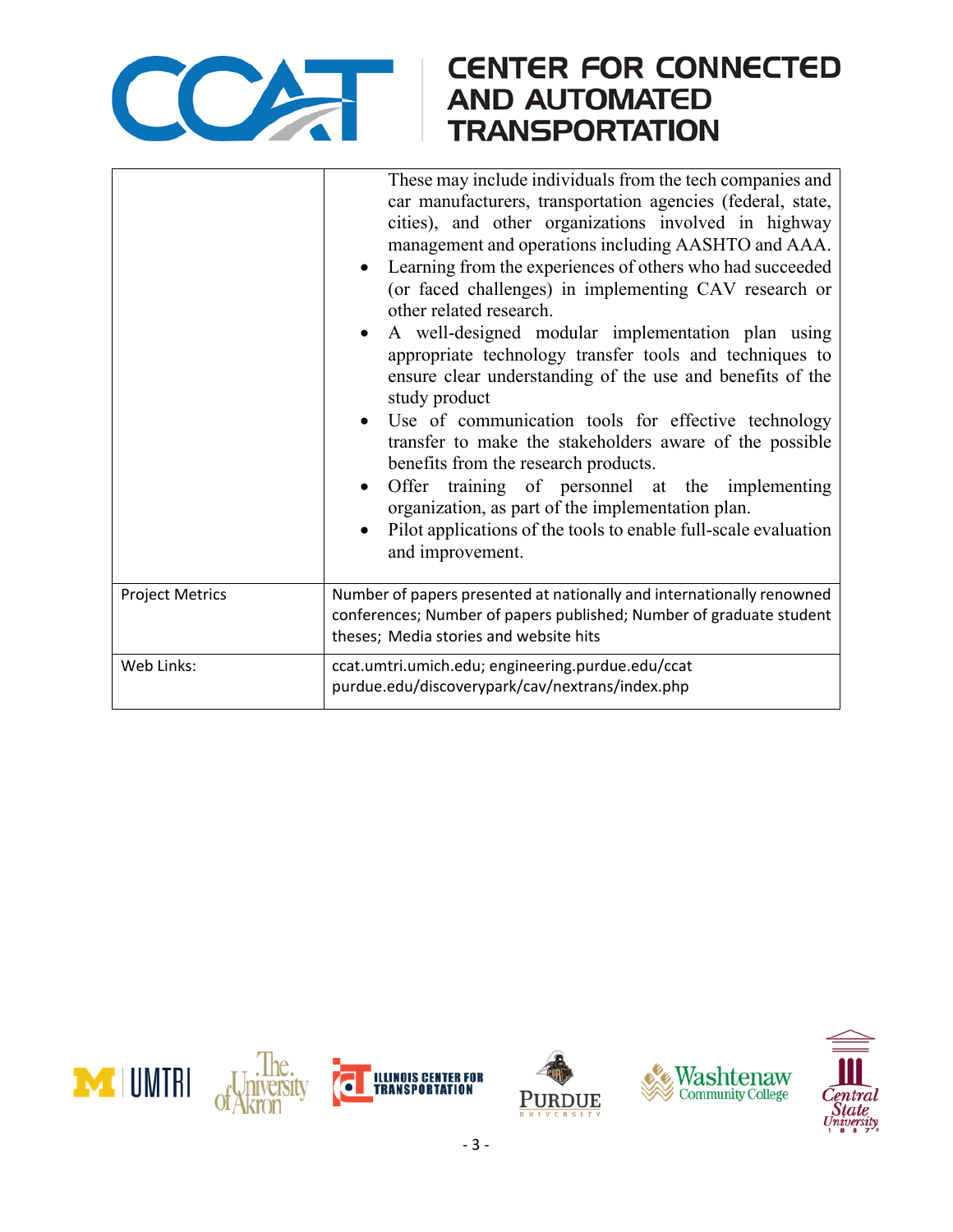| | |
|---|---|
| | These may include individuals from the tech companies and car manufacturers, transportation agencies (federal, state, cities), and other organizations involved in highway management and operations including AASHTO and AAA.<br>• Learning from the experiences of others who had succeeded (or faced challenges) in implementing CAV research or other related research.<br>• A well-designed modular implementation plan using appropriate technology transfer tools and techniques to ensure clear understanding of the use and benefits of the study product<br>• Use of communication tools for effective technology transfer to make the stakeholders aware of the possible benefits from the research products.<br>• Offer training of personnel at the implementing organization, as part of the implementation plan.<br>• Pilot applications of the tools to enable full-scale evaluation and improvement. |
| Project Metrics | Number of papers presented at nationally and internationally renowned conferences; Number of papers published; Number of graduate student theses; Media stories and website hits |
| Web Links: | ccat.umtri.umich.edu; engineering.purdue.edu/ccat<br>purdue.edu/discoverypark/cav/nextrans/index.php |